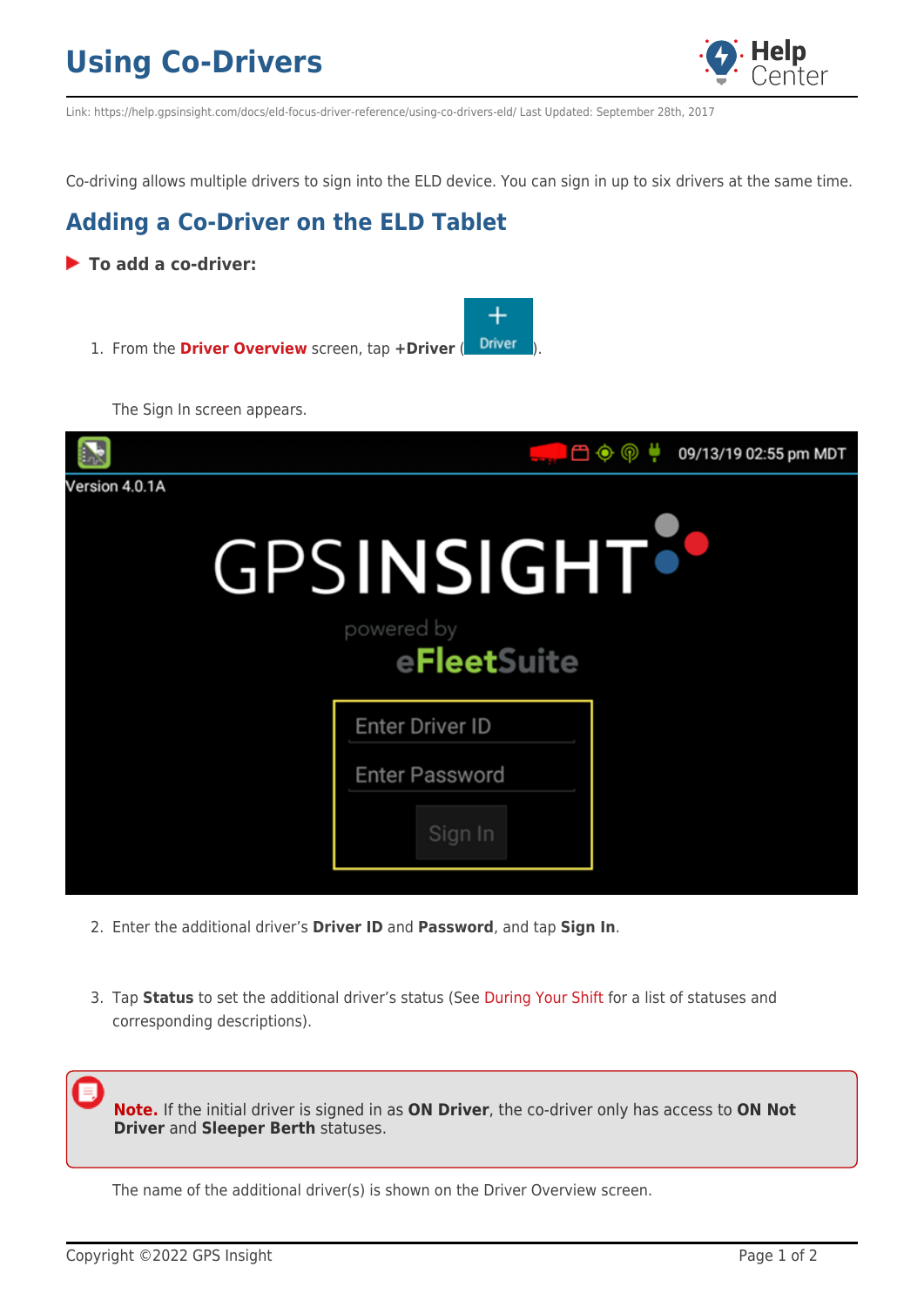# Using Co-Drivers

Link: https://help.gpsinsight.com/docs/eld-focus-driver-reference/using-co-drivers-eld/ Last Updated: September 28th, 2017

Co-driving allows multiple drivers to sign into the ELD device. You can sign in up to six drivers at the same time.

## Adding a Co-Driver on the ELD Tablet

**To add a co-driver:**

1. From the **Driver Overview** screen, tap **+Driver** (+ Driver).

   The Sign In screen appears.

2. Enter the additional driver's **Driver ID** and **Password**, and tap **Sign In**.

3. Tap **Status** to set the additional driver's status (See During Your Shift for a list of statuses and corresponding descriptions).

> **Note.** If the initial driver is signed in as **ON Driver**, the co-driver only has access to **ON Not Driver** and **Sleeper Berth** statuses.

The name of the additional driver(s) is shown on the Driver Overview screen.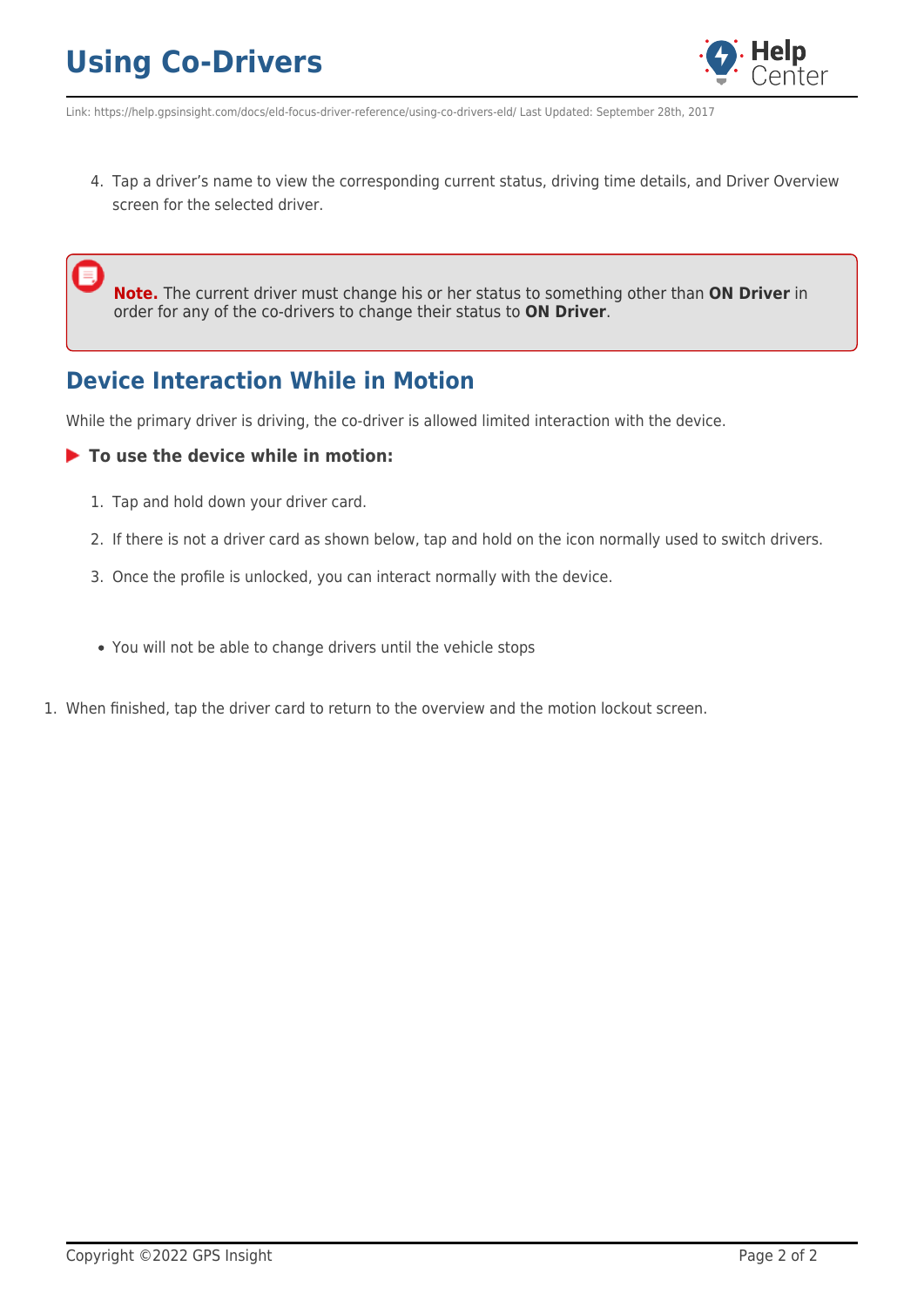4. Tap a driver's name to view the corresponding current status, driving time details, and Driver Overview screen for the selected driver.

> **Note.** The current driver must change his or her status to something other than **ON Driver** in order for any of the co-drivers to change their status to **ON Driver**.

## Device Interaction While in Motion

While the primary driver is driving, the co-driver is allowed limited interaction with the device.

**To use the device while in motion:**

1. Tap and hold down your driver card.
2. If there is not a driver card as shown below, tap and hold on the icon normally used to switch drivers.
3. Once the profile is unlocked, you can interact normally with the device.

- You will not be able to change drivers until the vehicle stops

1. When finished, tap the driver card to return to the overview and the motion lockout screen.